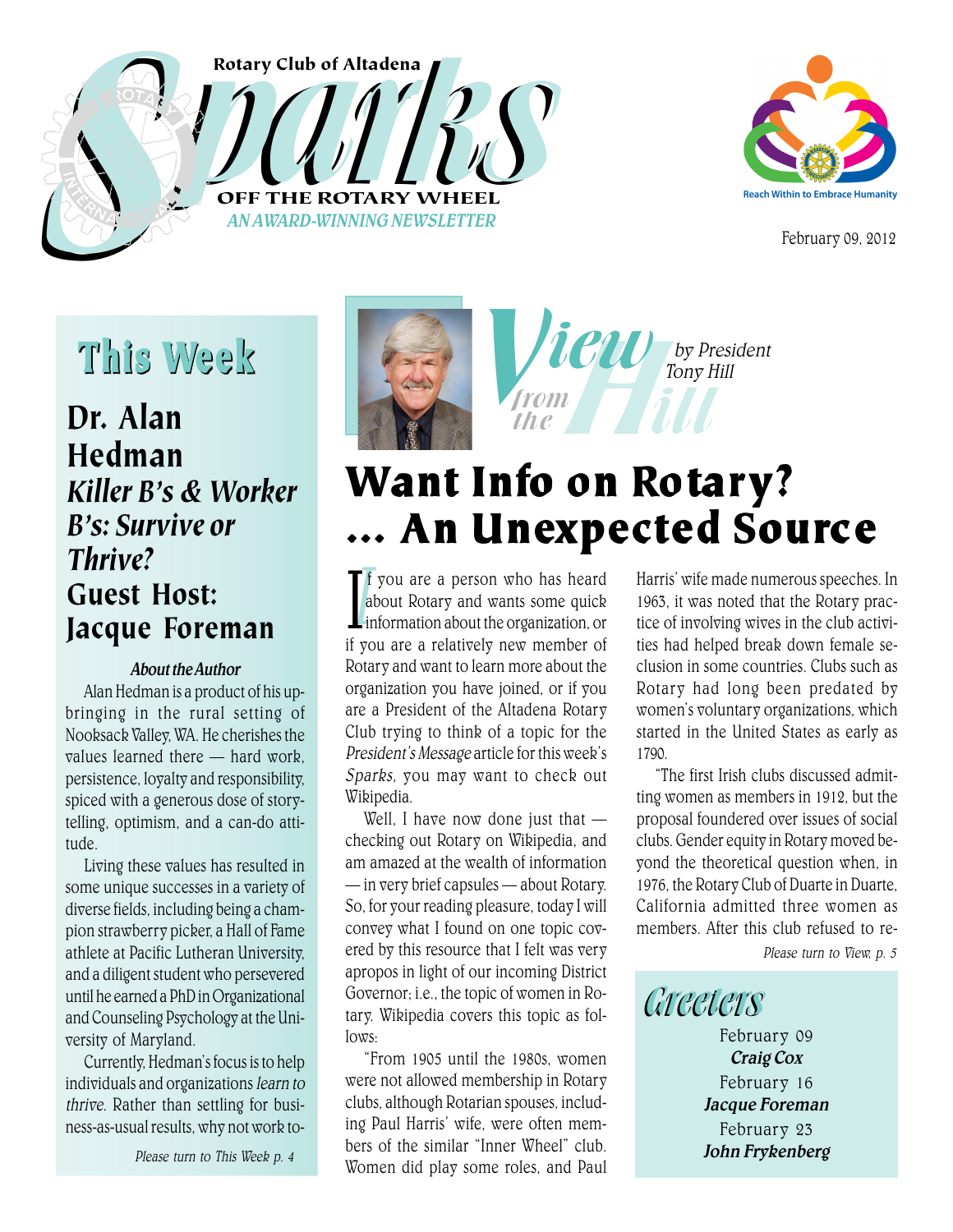# Sparks

Rotary Club of Altadena

OFF THE ROTARY WHEEL

*AN AWARD-WINNING NEWSLETTER*

Reach Within to Embrace Humanity

February 09, 2012

## This Week

### Dr. Alan Hedman

### *Killer B's & Worker B's: Survive or Thrive?*

### Guest Host: Jacque Foreman

***About the Author***

Alan Hedman is a product of his upbringing in the rural setting of Nooksack Valley, WA. He cherishes the values learned there — hard work, persistence, loyalty and responsibility, spiced with a generous dose of storytelling, optimism, and a can-do attitude.

Living these values has resulted in some unique successes in a variety of diverse fields, including being a champion strawberry picker, a Hall of Fame athlete at Pacific Lutheran University, and a diligent student who persevered until he earned a PhD in Organizational and Counseling Psychology at the University of Maryland.

Currently, Hedman's focus is to help individuals and organizations *learn to thrive.* Rather than settling for business-as-usual results, why not work to-

*Please turn to This Week p. 4*

## View from the Hill

*by President Tony Hill*

# Want Info on Rotary? ... An Unexpected Source

If you are a person who has heard about Rotary and wants some quick information about the organization, or if you are a relatively new member of Rotary and want to learn more about the organization you have joined, or if you are a President of the Altadena Rotary Club trying to think of a topic for the *President's Message* article for this week's *Sparks*, you may want to check out Wikipedia.

Well, I have now done just that — checking out Rotary on Wikipedia, and am amazed at the wealth of information — in very brief capsules — about Rotary. So, for your reading pleasure, today I will convey what I found on one topic covered by this resource that I felt was very apropos in light of our incoming District Governor; i.e., the topic of women in Rotary. Wikipedia covers this topic as follows:

"From 1905 until the 1980s, women were not allowed membership in Rotary clubs, although Rotarian spouses, including Paul Harris' wife, were often members of the similar "Inner Wheel" club. Women did play some roles, and Paul Harris' wife made numerous speeches. In 1963, it was noted that the Rotary practice of involving wives in the club activities had helped break down female seclusion in some countries. Clubs such as Rotary had long been predated by women's voluntary organizations, which started in the United States as early as 1790.

"The first Irish clubs discussed admitting women as members in 1912, but the proposal foundered over issues of social clubs. Gender equity in Rotary moved beyond the theoretical question when, in 1976, the Rotary Club of Duarte in Duarte, California admitted three women as members. After this club refused to re-

*Please turn to View, p. 5*

## Greeters

February 09
***Craig Cox***

February 16
***Jacque Foreman***

February 23
***John Frykenberg***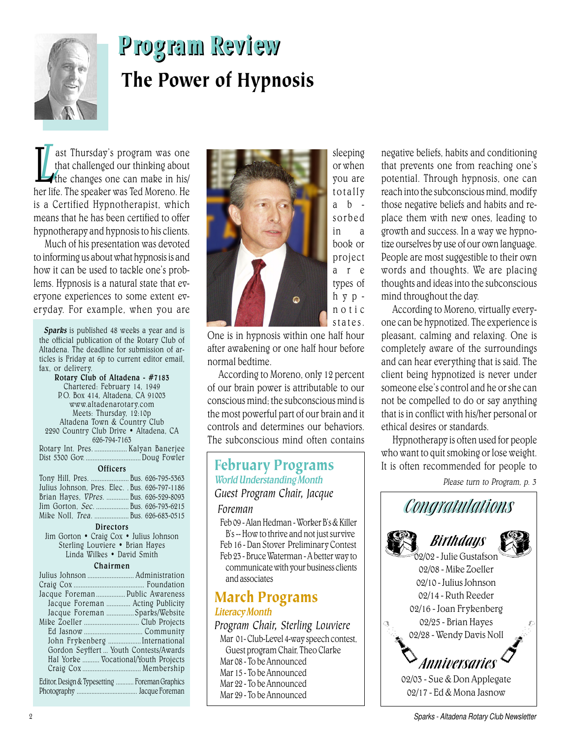# Program Review

## The Power of Hypnosis

Last Thursday's program was one that challenged our thinking about the changes one can make in his/her life. The speaker was Ted Moreno. He is a Certified Hypnotherapist, which means that he has been certified to offer hypnotherapy and hypnosis to his clients.

Much of his presentation was devoted to informing us about what hypnosis is and how it can be used to tackle one's problems. Hypnosis is a natural state that everyone experiences to some extent everyday. For example, when you are sleeping or when you are totally absorbed in a book or project are types of hypnotic states. One is in hypnosis within one half hour after awakening or one half hour before normal bedtime.

According to Moreno, only 12 percent of our brain power is attributable to our conscious mind; the subconscious mind is the most powerful part of our brain and it controls and determines our behaviors. The subconscious mind often contains negative beliefs, habits and conditioning that prevents one from reaching one's potential. Through hypnosis, one can reach into the subconscious mind, modify those negative beliefs and habits and replace them with new ones, leading to growth and success. In a way we hypnotize ourselves by use of our own language. People are most suggestible to their own words and thoughts. We are placing thoughts and ideas into the subconscious mind throughout the day.

According to Moreno, virtually everyone can be hypnotized. The experience is pleasant, calming and relaxing. One is completely aware of the surroundings and can hear everything that is said. The client being hypnotized is never under someone else's control and he or she can not be compelled to do or say anything that is in conflict with his/her personal or ethical desires or standards.

Hypnotherapy is often used for people who want to quit smoking or lose weight. It is often recommended for people to

*Please turn to Program, p. 3*

---

***Sparks*** is published 48 weeks a year and is the official publication of the Rotary Club of Altadena. The deadline for submission of articles is Friday at 6p to current editor email, fax, or delivery.

**Rotary Club of Altadena - #7183**
Chartered: February 14, 1949
P.O. Box 414, Altadena, CA 91003
www.altadenarotary.com
Meets: Thursday, 12:10p
Altadena Town & Country Club
2290 Country Club Drive • Altadena, CA
626-794-7163

Rotary Int. Pres. .................. Kalyan Banerjee
Dist 5300 Gov. ............................ Doug Fowler

**Officers**

Tony Hill, Pres. ...................... Bus. 626-795-5363
Julius Johnson, Pres. Elec. . Bus. 626-797-1186
Brian Hayes, *VPres.* ............ Bus. 626-529-8093
Jim Gorton, *Sec.* .................. Bus. 626-793-6215
Mike Noll, *Trea.* .................... Bus. 626-683-0515

**Directors**

Jim Gorton • Craig Cox • Julius Johnson
Sterling Louviere • Brian Hayes
Linda Wilkes • David Smith

**Chairmen**

Julius Johnson .......................... Administration
Craig Cox ......................................... Foundation
Jacque Foreman ................ Public Awareness
Jacque Foreman ............. Acting Publicity
Jacque Foreman ............... Sparks/Website
Mike Zoeller ............................... Club Projects
Ed Jasnow ................................... Community
John Frykenberg .................. International
Gordon Seyffert ... Youth Contests/Awards
Hal Yorke .......... Vocational/Youth Projects
Craig Cox ................................. Membership

Editor, Design & Typesetting ........... Foreman Graphics
Photography ..................................... Jacque Foreman

---

## February Programs

*World Understanding Month*

*Guest Program Chair, Jacque Foreman*

Feb 09 - Alan Hedman - Worker B's & Killer B's -- How to thrive and not just survive
Feb 16 - Dan Stover Preliminary Contest
Feb 23 - Bruce Waterman - A better way to communicate with your business clients and associates

## March Programs

*Literacy Month*

*Program Chair, Sterling Louviere*

Mar 01 - Club-Level 4-way speech contest, Guest program Chair, Theo Clarke
Mar 08 - To be Announced
Mar 15 - To be Announced
Mar 22 - To be Announced
Mar 29 - To be Announced

---

## Congratulations

### Birthdays

02/02 - Julie Gustafson
02/08 - Mike Zoeller
02/10 - Julius Johnson
02/14 - Ruth Reeder
02/16 - Joan Frykenberg
02/25 - Brian Hayes
02/28 - Wendy Davis Noll

### Anniversaries

02/03 - Sue & Don Applegate
02/17 - Ed & Mona Jasnow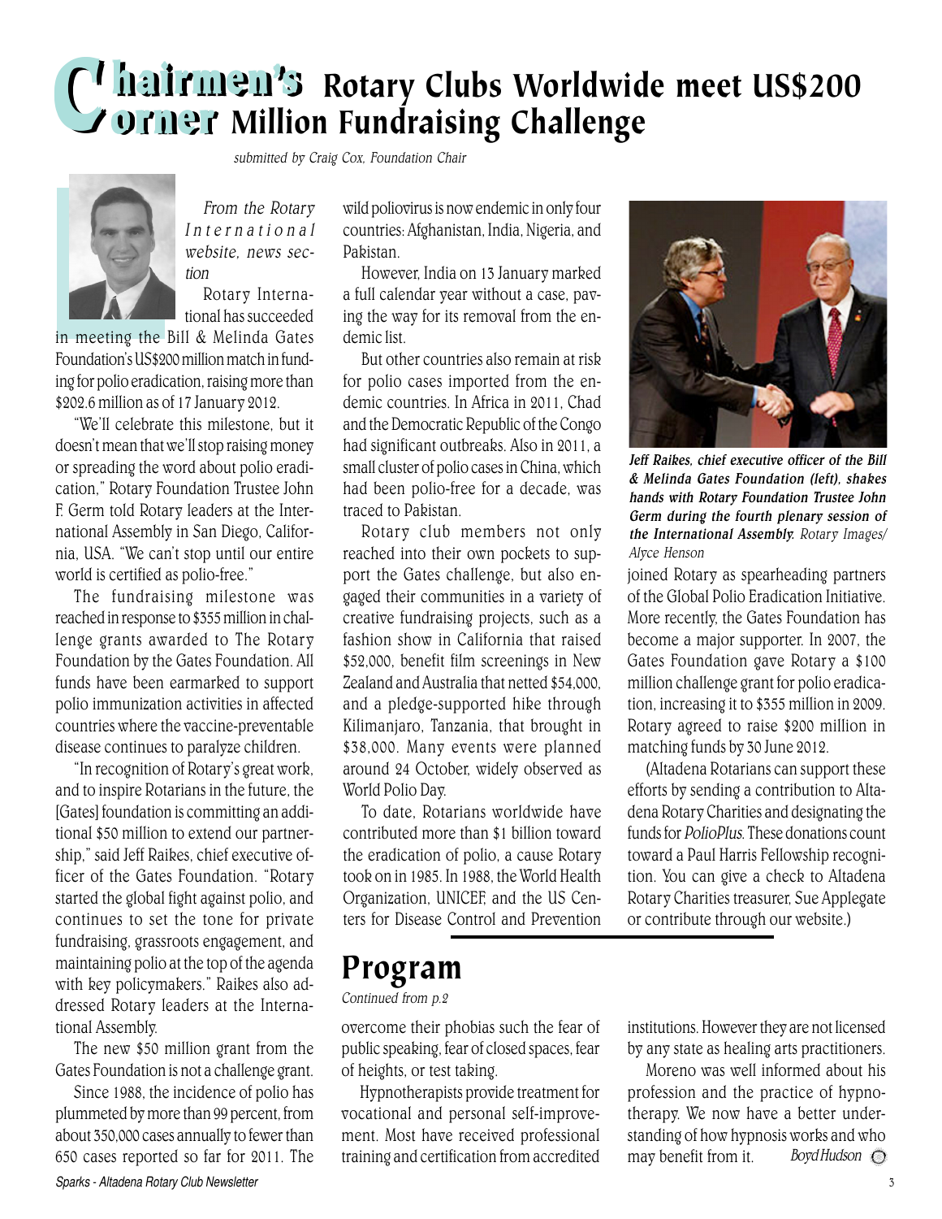# Chairmen's Corner: Rotary Clubs Worldwide meet US$200 Million Fundraising Challenge

*submitted by Craig Cox, Foundation Chair*

*From the Rotary International website, news section*

Rotary International has succeeded in meeting the Bill & Melinda Gates Foundation's US$200 million match in funding for polio eradication, raising more than $202.6 million as of 17 January 2012.

"We'll celebrate this milestone, but it doesn't mean that we'll stop raising money or spreading the word about polio eradication," Rotary Foundation Trustee John F. Germ told Rotary leaders at the International Assembly in San Diego, California, USA. "We can't stop until our entire world is certified as polio-free."

The fundraising milestone was reached in response to $355 million in challenge grants awarded to The Rotary Foundation by the Gates Foundation. All funds have been earmarked to support polio immunization activities in affected countries where the vaccine-preventable disease continues to paralyze children.

"In recognition of Rotary's great work, and to inspire Rotarians in the future, the [Gates] foundation is committing an additional $50 million to extend our partnership," said Jeff Raikes, chief executive officer of the Gates Foundation. "Rotary started the global fight against polio, and continues to set the tone for private fundraising, grassroots engagement, and maintaining polio at the top of the agenda with key policymakers." Raikes also addressed Rotary leaders at the International Assembly.

The new $50 million grant from the Gates Foundation is not a challenge grant.

Since 1988, the incidence of polio has plummeted by more than 99 percent, from about 350,000 cases annually to fewer than 650 cases reported so far for 2011. The wild poliovirus is now endemic in only four countries: Afghanistan, India, Nigeria, and Pakistan.

However, India on 13 January marked a full calendar year without a case, paving the way for its removal from the endemic list.

But other countries also remain at risk for polio cases imported from the endemic countries. In Africa in 2011, Chad and the Democratic Republic of the Congo had significant outbreaks. Also in 2011, a small cluster of polio cases in China, which had been polio-free for a decade, was traced to Pakistan.

Rotary club members not only reached into their own pockets to support the Gates challenge, but also engaged their communities in a variety of creative fundraising projects, such as a fashion show in California that raised $52,000, benefit film screenings in New Zealand and Australia that netted $54,000, and a pledge-supported hike through Kilimanjaro, Tanzania, that brought in $38,000. Many events were planned around 24 October, widely observed as World Polio Day.

To date, Rotarians worldwide have contributed more than $1 billion toward the eradication of polio, a cause Rotary took on in 1985. In 1988, the World Health Organization, UNICEF, and the US Centers for Disease Control and Prevention joined Rotary as spearheading partners of the Global Polio Eradication Initiative. More recently, the Gates Foundation has become a major supporter. In 2007, the Gates Foundation gave Rotary a $100 million challenge grant for polio eradication, increasing it to $355 million in 2009. Rotary agreed to raise $200 million in matching funds by 30 June 2012.

***Jeff Raikes, chief executive officer of the Bill & Melinda Gates Foundation (left), shakes hands with Rotary Foundation Trustee John Germ during the fourth plenary session of the International Assembly.*** *Rotary Images/ Alyce Henson*

(Altadena Rotarians can support these efforts by sending a contribution to Altadena Rotary Charities and designating the funds for *PolioPlus*. These donations count toward a Paul Harris Fellowship recognition. You can give a check to Altadena Rotary Charities treasurer, Sue Applegate or contribute through our website.)

# Program

*Continued from p.2*

overcome their phobias such the fear of public speaking, fear of closed spaces, fear of heights, or test taking.

Hypnotherapists provide treatment for vocational and personal self-improvement. Most have received professional training and certification from accredited institutions. However they are not licensed by any state as healing arts practitioners.

Moreno was well informed about his profession and the practice of hypnotherapy. We now have a better understanding of how hypnosis works and who may benefit from it. *Boyd Hudson*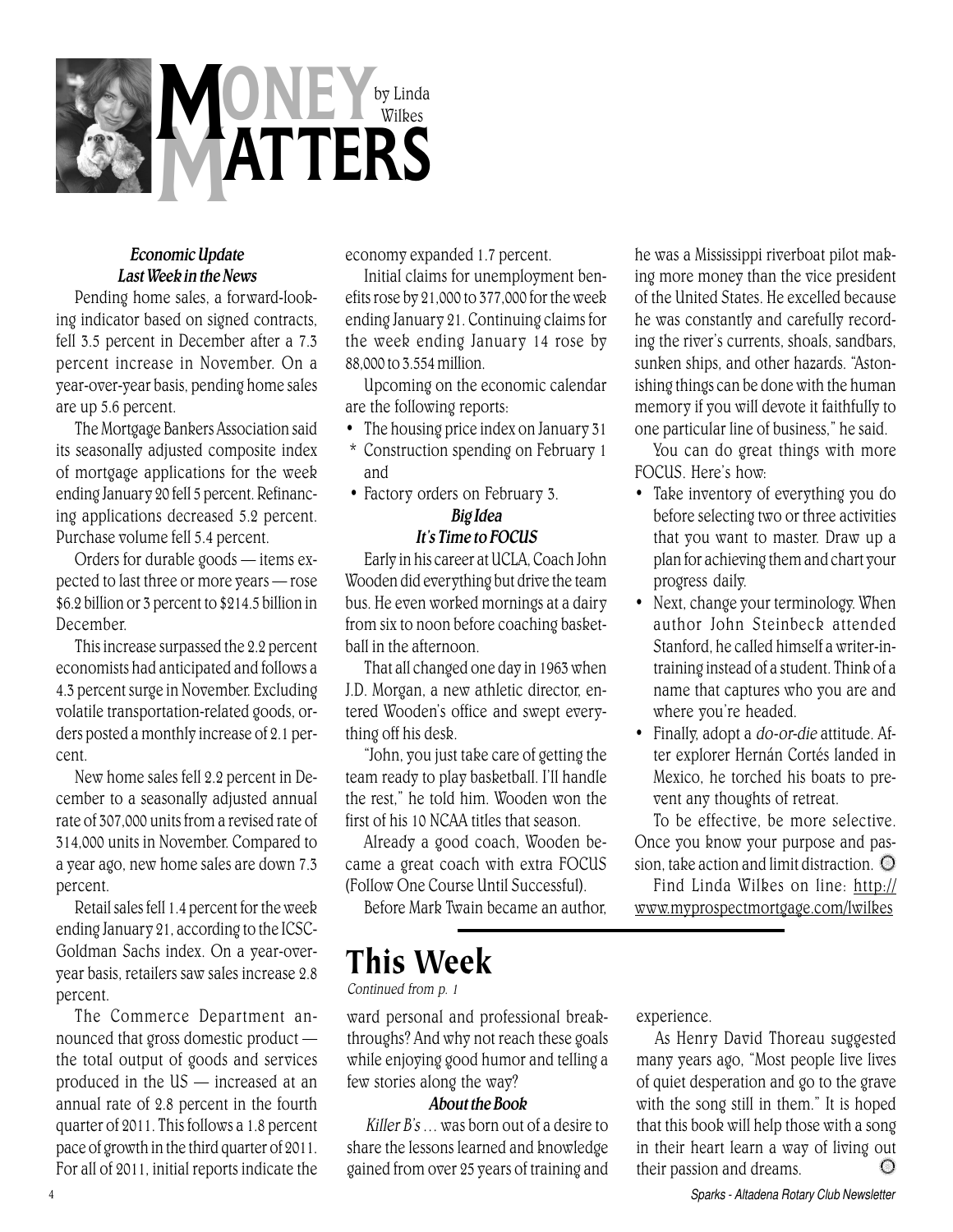# Money Matters

by Linda Wilkes

*Economic Update*
*Last Week in the News*

Pending home sales, a forward-looking indicator based on signed contracts, fell 3.5 percent in December after a 7.3 percent increase in November. On a year-over-year basis, pending home sales are up 5.6 percent.

The Mortgage Bankers Association said its seasonally adjusted composite index of mortgage applications for the week ending January 20 fell 5 percent. Refinancing applications decreased 5.2 percent. Purchase volume fell 5.4 percent.

Orders for durable goods — items expected to last three or more years — rose $6.2 billion or 3 percent to $214.5 billion in December.

This increase surpassed the 2.2 percent economists had anticipated and follows a 4.3 percent surge in November. Excluding volatile transportation-related goods, orders posted a monthly increase of 2.1 percent.

New home sales fell 2.2 percent in December to a seasonally adjusted annual rate of 307,000 units from a revised rate of 314,000 units in November. Compared to a year ago, new home sales are down 7.3 percent.

Retail sales fell 1.4 percent for the week ending January 21, according to the ICSC-Goldman Sachs index. On a year-over-year basis, retailers saw sales increase 2.8 percent.

The Commerce Department announced that gross domestic product — the total output of goods and services produced in the US — increased at an annual rate of 2.8 percent in the fourth quarter of 2011. This follows a 1.8 percent pace of growth in the third quarter of 2011. For all of 2011, initial reports indicate the economy expanded 1.7 percent.

Initial claims for unemployment benefits rose by 21,000 to 377,000 for the week ending January 21. Continuing claims for the week ending January 14 rose by 88,000 to 3.554 million.

Upcoming on the economic calendar are the following reports:

- The housing price index on January 31
- Construction spending on February 1 and
- Factory orders on February 3.

*Big Idea*
*It's Time to FOCUS*

Early in his career at UCLA, Coach John Wooden did everything but drive the team bus. He even worked mornings at a dairy from six to noon before coaching basketball in the afternoon.

That all changed one day in 1963 when J.D. Morgan, a new athletic director, entered Wooden's office and swept everything off his desk.

"John, you just take care of getting the team ready to play basketball. I'll handle the rest," he told him. Wooden won the first of his 10 NCAA titles that season.

Already a good coach, Wooden became a great coach with extra FOCUS (Follow One Course Until Successful).

Before Mark Twain became an author, he was a Mississippi riverboat pilot making more money than the vice president of the United States. He excelled because he was constantly and carefully recording the river's currents, shoals, sandbars, sunken ships, and other hazards. "Astonishing things can be done with the human memory if you will devote it faithfully to one particular line of business," he said.

You can do great things with more FOCUS. Here's how:

- Take inventory of everything you do before selecting two or three activities that you want to master. Draw up a plan for achieving them and chart your progress daily.
- Next, change your terminology. When author John Steinbeck attended Stanford, he called himself a writer-in-training instead of a student. Think of a name that captures who you are and where you're headed.
- Finally, adopt a *do-or-die* attitude. After explorer Hernán Cortés landed in Mexico, he torched his boats to prevent any thoughts of retreat.

To be effective, be more selective. Once you know your purpose and passion, take action and limit distraction.

Find Linda Wilkes on line: http://www.myprospectmortgage.com/lwilkes

# This Week

*Continued from p. 1*

ward personal and professional breakthroughs? And why not reach these goals while enjoying good humor and telling a few stories along the way?

*About the Book*

*Killer B's* … was born out of a desire to share the lessons learned and knowledge gained from over 25 years of training and experience.

As Henry David Thoreau suggested many years ago, "Most people live lives of quiet desperation and go to the grave with the song still in them." It is hoped that this book will help those with a song in their heart learn a way of living out their passion and dreams.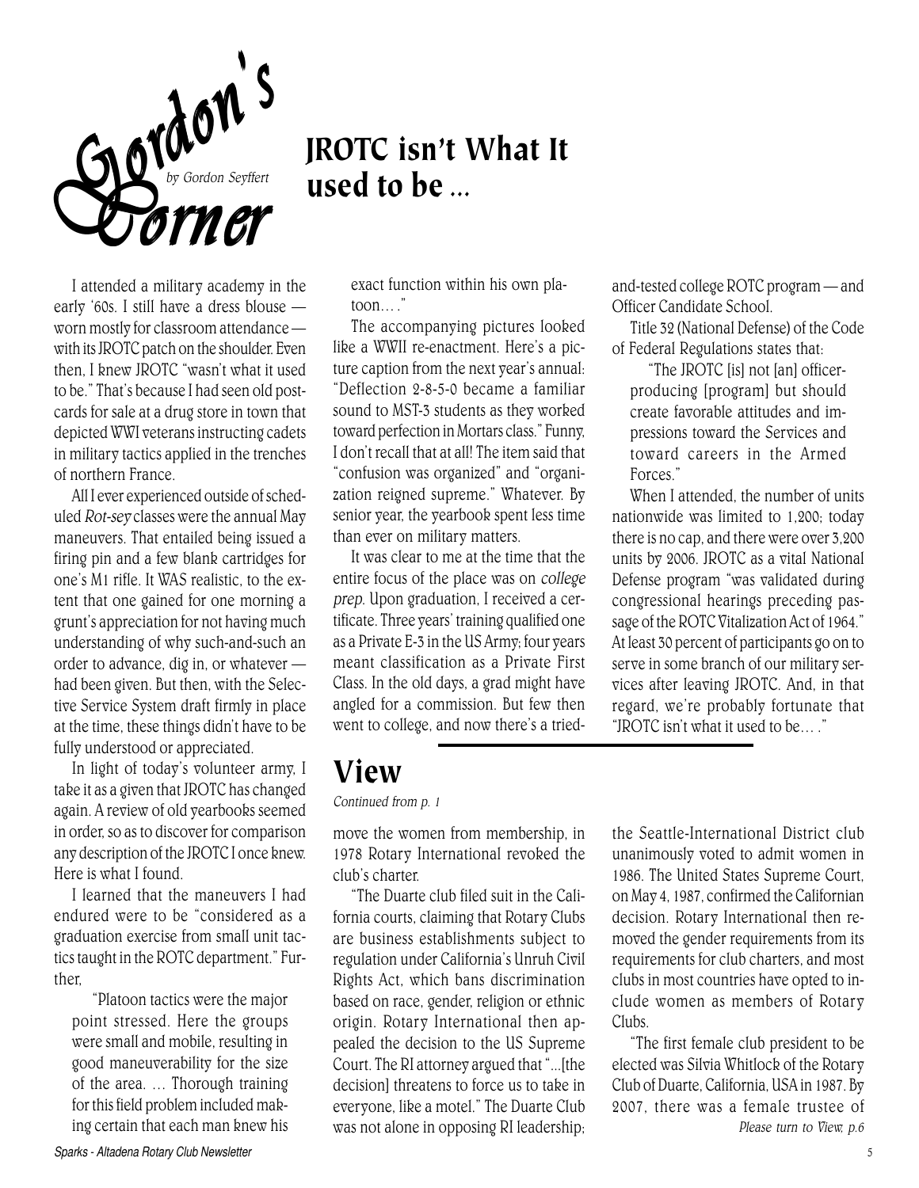# Gordon's Corner

*by Gordon Seyffert*

## JROTC isn't What It used to be ...

I attended a military academy in the early '60s. I still have a dress blouse — worn mostly for classroom attendance — with its JROTC patch on the shoulder. Even then, I knew JROTC "wasn't what it used to be." That's because I had seen old postcards for sale at a drug store in town that depicted WWI veterans instructing cadets in military tactics applied in the trenches of northern France.

All I ever experienced outside of scheduled *Rot-sey* classes were the annual May maneuvers. That entailed being issued a firing pin and a few blank cartridges for one's M1 rifle. It WAS realistic, to the extent that one gained for one morning a grunt's appreciation for not having much understanding of why such-and-such an order to advance, dig in, or whatever — had been given. But then, with the Selective Service System draft firmly in place at the time, these things didn't have to be fully understood or appreciated.

In light of today's volunteer army, I take it as a given that JROTC has changed again. A review of old yearbooks seemed in order, so as to discover for comparison any description of the JROTC I once knew. Here is what I found.

I learned that the maneuvers I had endured were to be "considered as a graduation exercise from small unit tactics taught in the ROTC department." Further,

> "Platoon tactics were the major point stressed. Here the groups were small and mobile, resulting in good maneuverability for the size of the area. … Thorough training for this field problem included making certain that each man knew his exact function within his own platoon… ."

The accompanying pictures looked like a WWII re-enactment. Here's a picture caption from the next year's annual: "Deflection 2-8-5-0 became a familiar sound to MST-3 students as they worked toward perfection in Mortars class." Funny, I don't recall that at all! The item said that "confusion was organized" and "organization reigned supreme." Whatever. By senior year, the yearbook spent less time than ever on military matters.

It was clear to me at the time that the entire focus of the place was on *college prep*. Upon graduation, I received a certificate. Three years' training qualified one as a Private E-3 in the US Army; four years meant classification as a Private First Class. In the old days, a grad might have angled for a commission. But few then went to college, and now there's a tried-and-tested college ROTC program — and Officer Candidate School.

Title 32 (National Defense) of the Code of Federal Regulations states that:

> "The JROTC [is] not [an] officer-producing [program] but should create favorable attitudes and impressions toward the Services and toward careers in the Armed Forces."

When I attended, the number of units nationwide was limited to 1,200; today there is no cap, and there were over 3,200 units by 2006. JROTC as a vital National Defense program "was validated during congressional hearings preceding passage of the ROTC Vitalization Act of 1964." At least 30 percent of participants go on to serve in some branch of our military services after leaving JROTC. And, in that regard, we're probably fortunate that "JROTC isn't what it used to be… ."

## View

*Continued from p. 1*

move the women from membership, in 1978 Rotary International revoked the club's charter.

"The Duarte club filed suit in the California courts, claiming that Rotary Clubs are business establishments subject to regulation under California's Unruh Civil Rights Act, which bans discrimination based on race, gender, religion or ethnic origin. Rotary International then appealed the decision to the US Supreme Court. The RI attorney argued that "...[the decision] threatens to force us to take in everyone, like a motel." The Duarte Club was not alone in opposing RI leadership; the Seattle-International District club unanimously voted to admit women in 1986. The United States Supreme Court, on May 4, 1987, confirmed the Californian decision. Rotary International then removed the gender requirements from its requirements for club charters, and most clubs in most countries have opted to include women as members of Rotary Clubs.

"The first female club president to be elected was Silvia Whitlock of the Rotary Club of Duarte, California, USA in 1987. By 2007, there was a female trustee of

*Please turn to View, p.6*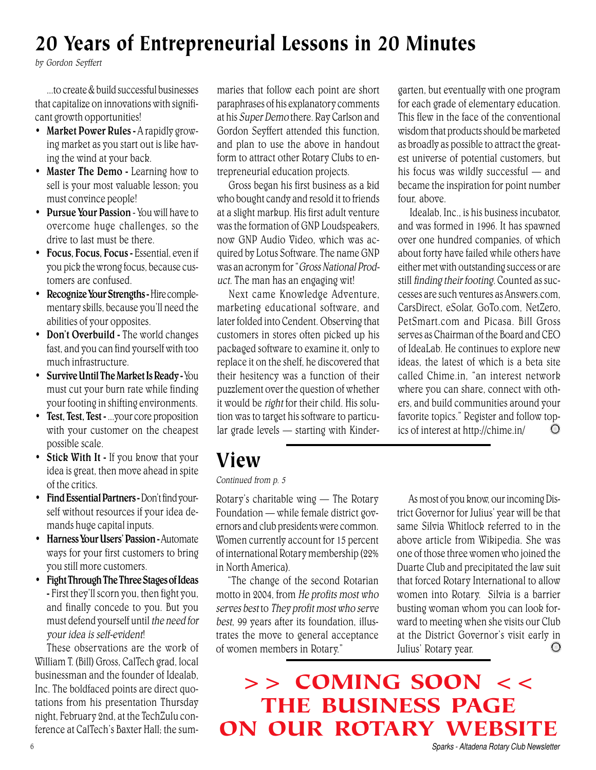# 20 Years of Entrepreneurial Lessons in 20 Minutes

*by Gordon Seyffert*

...to create & build successful businesses that capitalize on innovations with significant growth opportunities!

- **Market Power Rules -** A rapidly growing market as you start out is like having the wind at your back.
- **Master The Demo -** Learning how to sell is your most valuable lesson; you must convince people!
- **Pursue Your Passion -** You will have to overcome huge challenges, so the drive to last must be there.
- **Focus, Focus, Focus -** Essential, even if you pick the wrong focus, because customers are confused.
- **Recognize Your Strengths -** Hire complementary skills, because you'll need the abilities of your opposites.
- **Don't Overbuild -** The world changes fast, and you can find yourself with too much infrastructure.
- **Survive Until The Market Is Ready -** You must cut your burn rate while finding your footing in shifting environments.
- **Test, Test, Test -** ...your core proposition with your customer on the cheapest possible scale.
- **Stick With It -** If you know that your idea is great, then move ahead in spite of the critics.
- **Find Essential Partners -** Don't find yourself without resources if your idea demands huge capital inputs.
- **Harness Your Users' Passion -** Automate ways for your first customers to bring you still more customers.
- **Fight Through The Three Stages of Ideas -** First they'll scorn you, then fight you, and finally concede to you. But you must defend yourself until *the need for your idea is self-evident*!

These observations are the work of William T. (Bill) Gross, CalTech grad, local businessman and the founder of Idealab, Inc. The boldfaced points are direct quotations from his presentation Thursday night, February 2nd, at the TechZulu conference at CalTech's Baxter Hall; the summaries that follow each point are short paraphrases of his explanatory comments at his *Super Demo* there. Ray Carlson and Gordon Seyffert attended this function, and plan to use the above in handout form to attract other Rotary Clubs to entrepreneurial education projects.

Gross began his first business as a kid who bought candy and resold it to friends at a slight markup. His first adult venture was the formation of GNP Loudspeakers, now GNP Audio Video, which was acquired by Lotus Software. The name GNP was an acronym for "*Gross National Product*. The man has an engaging wit!

Next came Knowledge Adventure, marketing educational software, and later folded into Cendent. Observing that customers in stores often picked up his packaged software to examine it, only to replace it on the shelf, he discovered that their hesitency was a function of their puzzlement over the question of whether it would be *right* for their child. His solution was to target his software to particular grade levels — starting with Kindergarten, but eventually with one program for each grade of elementary education. This flew in the face of the conventional wisdom that products should be marketed as broadly as possible to attract the greatest universe of potential customers, but his focus was wildly successful — and became the inspiration for point number four, above.

Idealab, Inc., is his business incubator, and was formed in 1996. It has spawned over one hundred companies, of which about forty have failed while others have either met with outstanding success or are still *finding their footing*. Counted as successes are such ventures as Answers.com, CarsDirect, eSolar, GoTo.com, NetZero, PetSmart.com and Picasa. Bill Gross serves as Chairman of the Board and CEO of IdeaLab. He continues to explore new ideas, the latest of which is a beta site called Chime.in, "an interest network where you can share, connect with others, and build communities around your favorite topics." Register and follow topics of interest at http://chime.in/

# View

*Continued from p. 5*

Rotary's charitable wing — The Rotary Foundation — while female district governors and club presidents were common. Women currently account for 15 percent of international Rotary membership (22% in North America).

"The change of the second Rotarian motto in 2004, from *He profits most who serves best* to *They profit most who serve best*, 99 years after its foundation, illustrates the move to general acceptance of women members in Rotary."

As most of you know, our incoming District Governor for Julius' year will be that same Silvia Whitlock referred to in the above article from Wikipedia. She was one of those three women who joined the Duarte Club and precipitated the law suit that forced Rotary International to allow women into Rotary. Silvia is a barrier busting woman whom you can look forward to meeting when she visits our Club at the District Governor's visit early in Julius' Rotary year.

**>> COMING SOON <<**
**THE BUSINESS PAGE**
**ON OUR ROTARY WEBSITE**